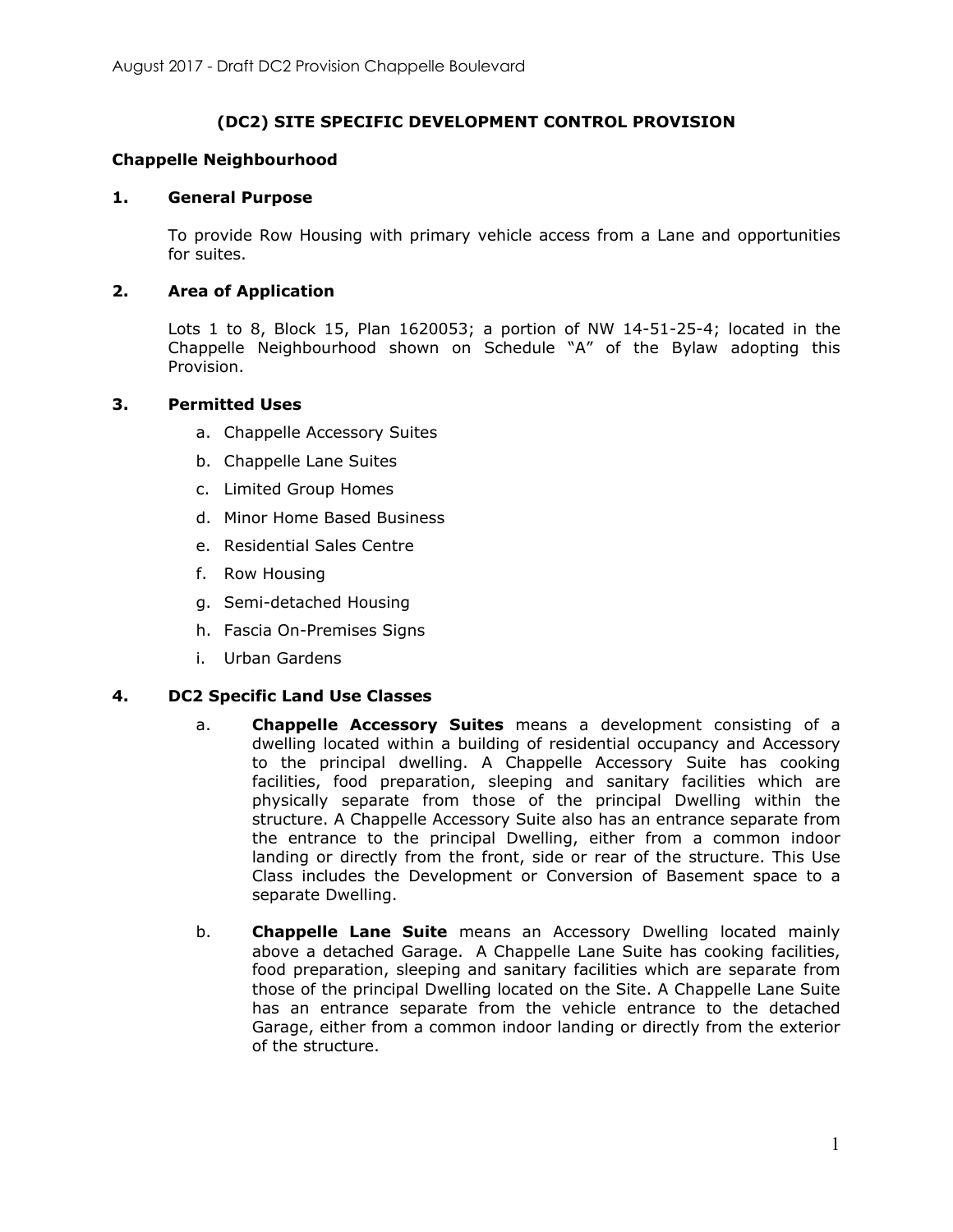# (DC2) SITE SPECIFIC DEVELOPMENT CONTROL PROVISION

## Chappelle Neighbourhood

### 1. General Purpose

To provide Row Housing with primary vehicle access from a Lane and opportunities for suites.

### 2. Area of Application

Lots 1 to 8, Block 15, Plan 1620053; a portion of NW 14-51-25-4; located in the Chappelle Neighbourhood shown on Schedule "A" of the Bylaw adopting this Provision.

### 3. Permitted Uses

a. Chappelle Accessory Suites
b. Chappelle Lane Suites
c. Limited Group Homes
d. Minor Home Based Business
e. Residential Sales Centre
f. Row Housing
g. Semi-detached Housing
h. Fascia On-Premises Signs
i. Urban Gardens

### 4. DC2 Specific Land Use Classes

a. **Chappelle Accessory Suites** means a development consisting of a dwelling located within a building of residential occupancy and Accessory to the principal dwelling. A Chappelle Accessory Suite has cooking facilities, food preparation, sleeping and sanitary facilities which are physically separate from those of the principal Dwelling within the structure. A Chappelle Accessory Suite also has an entrance separate from the entrance to the principal Dwelling, either from a common indoor landing or directly from the front, side or rear of the structure. This Use Class includes the Development or Conversion of Basement space to a separate Dwelling.

b. **Chappelle Lane Suite** means an Accessory Dwelling located mainly above a detached Garage. A Chappelle Lane Suite has cooking facilities, food preparation, sleeping and sanitary facilities which are separate from those of the principal Dwelling located on the Site. A Chappelle Lane Suite has an entrance separate from the vehicle entrance to the detached Garage, either from a common indoor landing or directly from the exterior of the structure.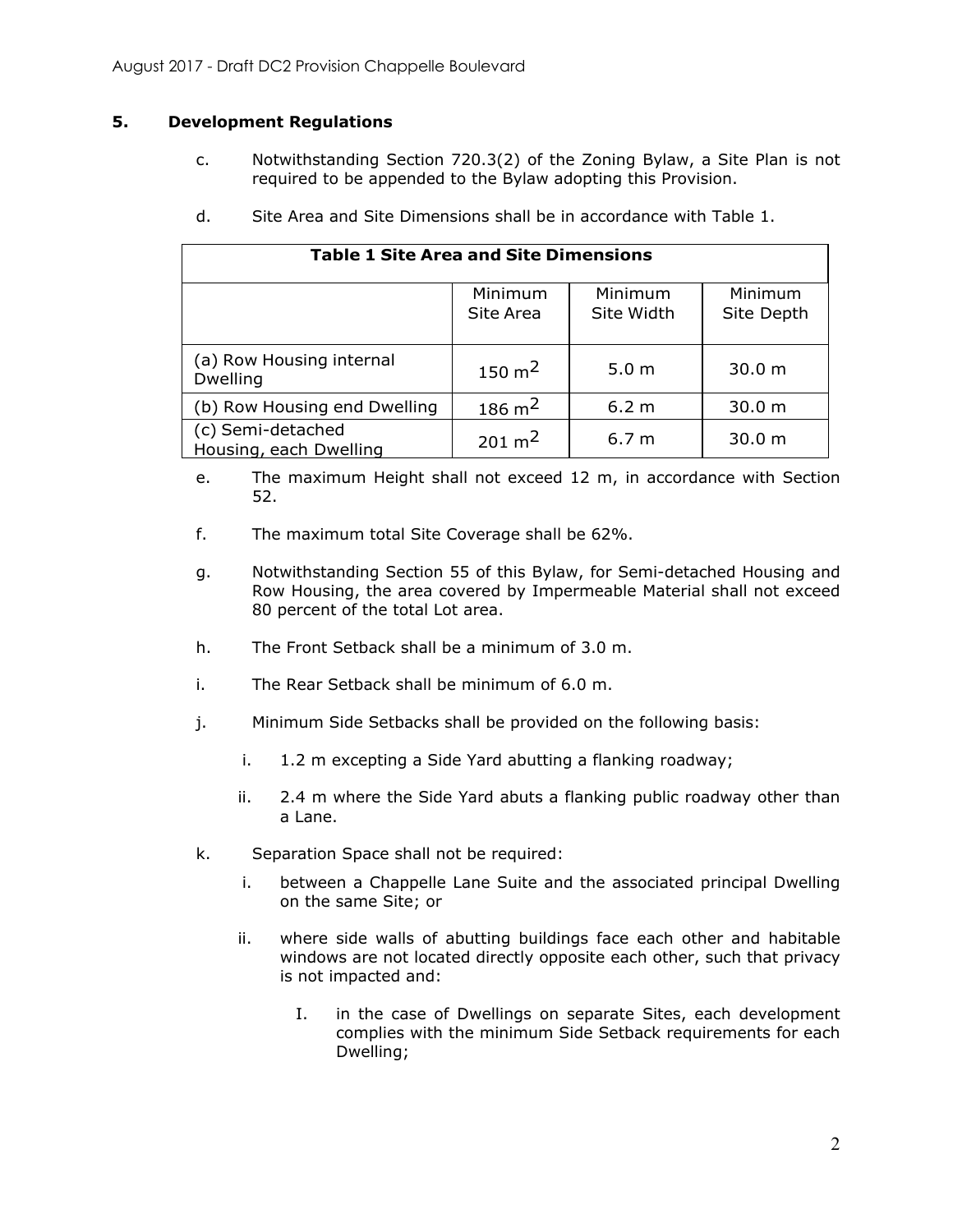## 5. Development Regulations

c. Notwithstanding Section 720.3(2) of the Zoning Bylaw, a Site Plan is not required to be appended to the Bylaw adopting this Provision.

d. Site Area and Site Dimensions shall be in accordance with Table 1.

| Table 1 Site Area and Site Dimensions | | | |
|---|---|---|---|
| | Minimum Site Area | Minimum Site Width | Minimum Site Depth |
| (a) Row Housing internal Dwelling | 150 $m^2$ | 5.0 m | 30.0 m |
| (b) Row Housing end Dwelling | 186 $m^2$ | 6.2 m | 30.0 m |
| (c) Semi-detached Housing, each Dwelling | 201 $m^2$ | 6.7 m | 30.0 m |

e. The maximum Height shall not exceed 12 m, in accordance with Section 52.

f. The maximum total Site Coverage shall be 62%.

g. Notwithstanding Section 55 of this Bylaw, for Semi-detached Housing and Row Housing, the area covered by Impermeable Material shall not exceed 80 percent of the total Lot area.

h. The Front Setback shall be a minimum of 3.0 m.

i. The Rear Setback shall be minimum of 6.0 m.

j. Minimum Side Setbacks shall be provided on the following basis:

   i. 1.2 m excepting a Side Yard abutting a flanking roadway;

   ii. 2.4 m where the Side Yard abuts a flanking public roadway other than a Lane.

k. Separation Space shall not be required:

   i. between a Chappelle Lane Suite and the associated principal Dwelling on the same Site; or

   ii. where side walls of abutting buildings face each other and habitable windows are not located directly opposite each other, such that privacy is not impacted and:

      I. in the case of Dwellings on separate Sites, each development complies with the minimum Side Setback requirements for each Dwelling;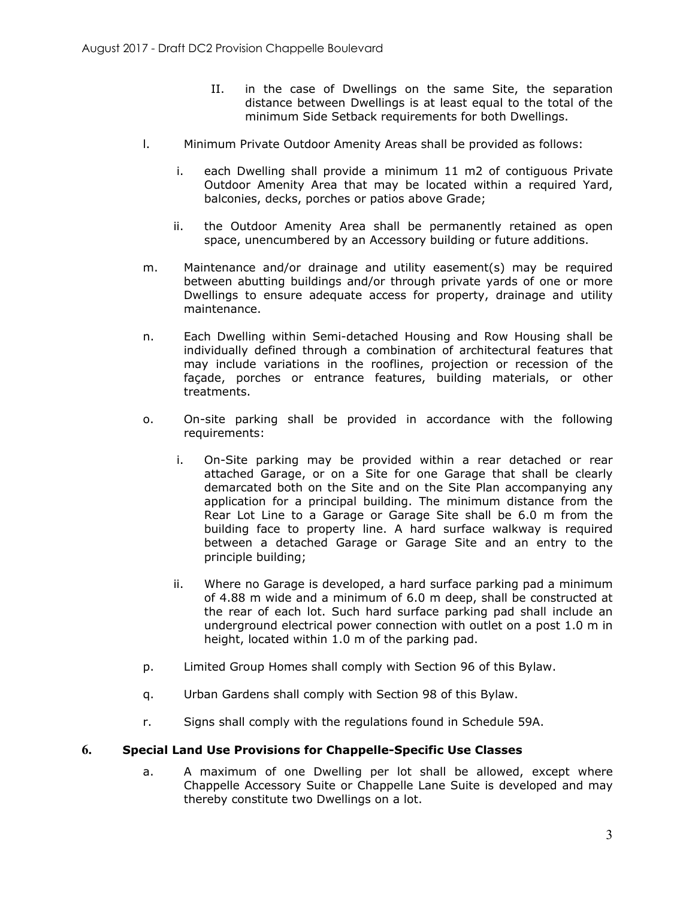II. in the case of Dwellings on the same Site, the separation distance between Dwellings is at least equal to the total of the minimum Side Setback requirements for both Dwellings.

l. Minimum Private Outdoor Amenity Areas shall be provided as follows:

   i. each Dwelling shall provide a minimum 11 m2 of contiguous Private Outdoor Amenity Area that may be located within a required Yard, balconies, decks, porches or patios above Grade;

   ii. the Outdoor Amenity Area shall be permanently retained as open space, unencumbered by an Accessory building or future additions.

m. Maintenance and/or drainage and utility easement(s) may be required between abutting buildings and/or through private yards of one or more Dwellings to ensure adequate access for property, drainage and utility maintenance.

n. Each Dwelling within Semi-detached Housing and Row Housing shall be individually defined through a combination of architectural features that may include variations in the rooflines, projection or recession of the façade, porches or entrance features, building materials, or other treatments.

o. On-site parking shall be provided in accordance with the following requirements:

   i. On-Site parking may be provided within a rear detached or rear attached Garage, or on a Site for one Garage that shall be clearly demarcated both on the Site and on the Site Plan accompanying any application for a principal building. The minimum distance from the Rear Lot Line to a Garage or Garage Site shall be 6.0 m from the building face to property line. A hard surface walkway is required between a detached Garage or Garage Site and an entry to the principle building;

   ii. Where no Garage is developed, a hard surface parking pad a minimum of 4.88 m wide and a minimum of 6.0 m deep, shall be constructed at the rear of each lot. Such hard surface parking pad shall include an underground electrical power connection with outlet on a post 1.0 m in height, located within 1.0 m of the parking pad.

p. Limited Group Homes shall comply with Section 96 of this Bylaw.

q. Urban Gardens shall comply with Section 98 of this Bylaw.

r. Signs shall comply with the regulations found in Schedule 59A.

## 6. Special Land Use Provisions for Chappelle-Specific Use Classes

a. A maximum of one Dwelling per lot shall be allowed, except where Chappelle Accessory Suite or Chappelle Lane Suite is developed and may thereby constitute two Dwellings on a lot.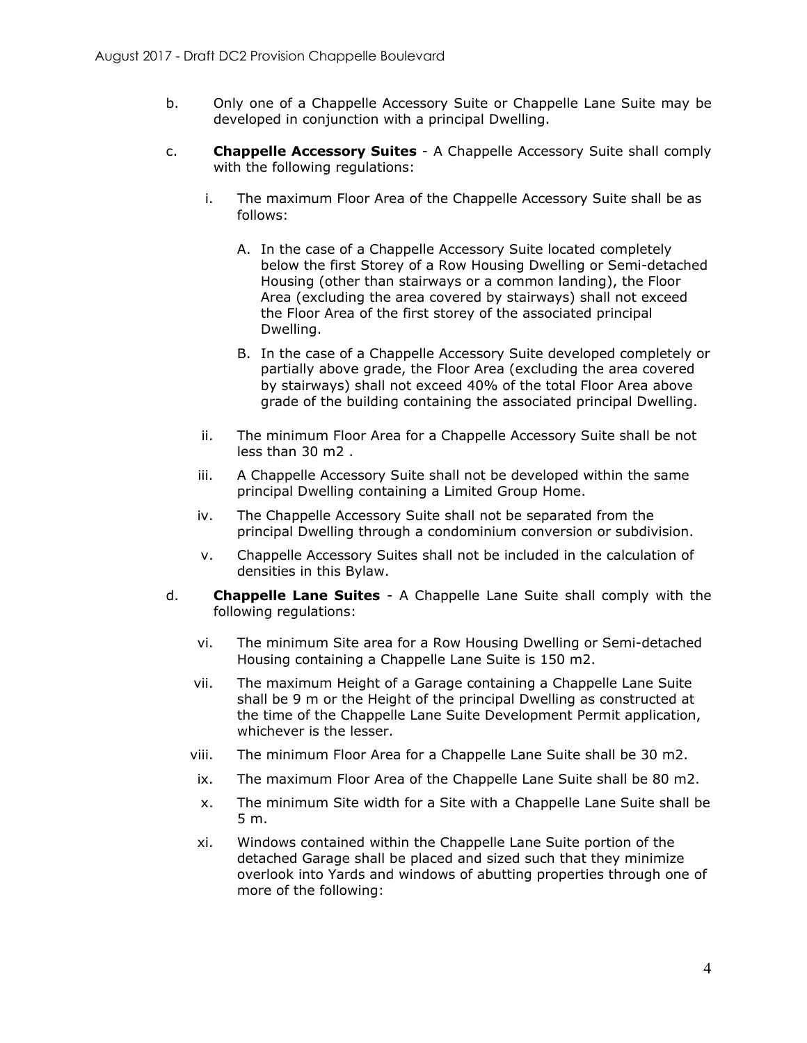b. Only one of a Chappelle Accessory Suite or Chappelle Lane Suite may be developed in conjunction with a principal Dwelling.

c. **Chappelle Accessory Suites** - A Chappelle Accessory Suite shall comply with the following regulations:

   i. The maximum Floor Area of the Chappelle Accessory Suite shall be as follows:

      A. In the case of a Chappelle Accessory Suite located completely below the first Storey of a Row Housing Dwelling or Semi-detached Housing (other than stairways or a common landing), the Floor Area (excluding the area covered by stairways) shall not exceed the Floor Area of the first storey of the associated principal Dwelling.

      B. In the case of a Chappelle Accessory Suite developed completely or partially above grade, the Floor Area (excluding the area covered by stairways) shall not exceed 40% of the total Floor Area above grade of the building containing the associated principal Dwelling.

   ii. The minimum Floor Area for a Chappelle Accessory Suite shall be not less than 30 m2 .

   iii. A Chappelle Accessory Suite shall not be developed within the same principal Dwelling containing a Limited Group Home.

   iv. The Chappelle Accessory Suite shall not be separated from the principal Dwelling through a condominium conversion or subdivision.

   v. Chappelle Accessory Suites shall not be included in the calculation of densities in this Bylaw.

d. **Chappelle Lane Suites** - A Chappelle Lane Suite shall comply with the following regulations:

   vi. The minimum Site area for a Row Housing Dwelling or Semi-detached Housing containing a Chappelle Lane Suite is 150 m2.

   vii. The maximum Height of a Garage containing a Chappelle Lane Suite shall be 9 m or the Height of the principal Dwelling as constructed at the time of the Chappelle Lane Suite Development Permit application, whichever is the lesser.

   viii. The minimum Floor Area for a Chappelle Lane Suite shall be 30 m2.

   ix. The maximum Floor Area of the Chappelle Lane Suite shall be 80 m2.

   x. The minimum Site width for a Site with a Chappelle Lane Suite shall be 5 m.

   xi. Windows contained within the Chappelle Lane Suite portion of the detached Garage shall be placed and sized such that they minimize overlook into Yards and windows of abutting properties through one of more of the following: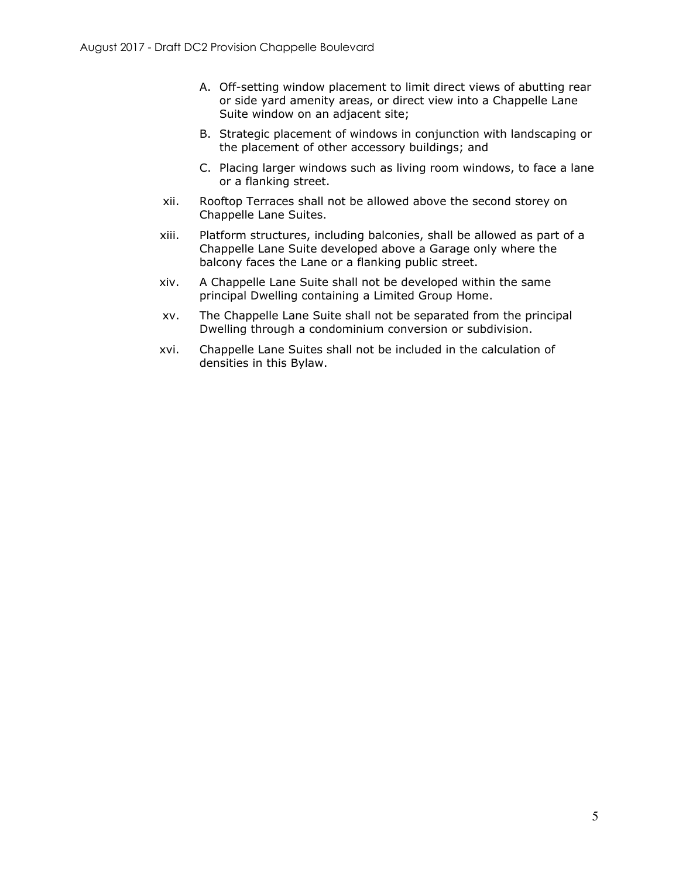A. Off-setting window placement to limit direct views of abutting rear or side yard amenity areas, or direct view into a Chappelle Lane Suite window on an adjacent site;

B. Strategic placement of windows in conjunction with landscaping or the placement of other accessory buildings; and

C. Placing larger windows such as living room windows, to face a lane or a flanking street.

xii. Rooftop Terraces shall not be allowed above the second storey on Chappelle Lane Suites.

xiii. Platform structures, including balconies, shall be allowed as part of a Chappelle Lane Suite developed above a Garage only where the balcony faces the Lane or a flanking public street.

xiv. A Chappelle Lane Suite shall not be developed within the same principal Dwelling containing a Limited Group Home.

xv. The Chappelle Lane Suite shall not be separated from the principal Dwelling through a condominium conversion or subdivision.

xvi. Chappelle Lane Suites shall not be included in the calculation of densities in this Bylaw.